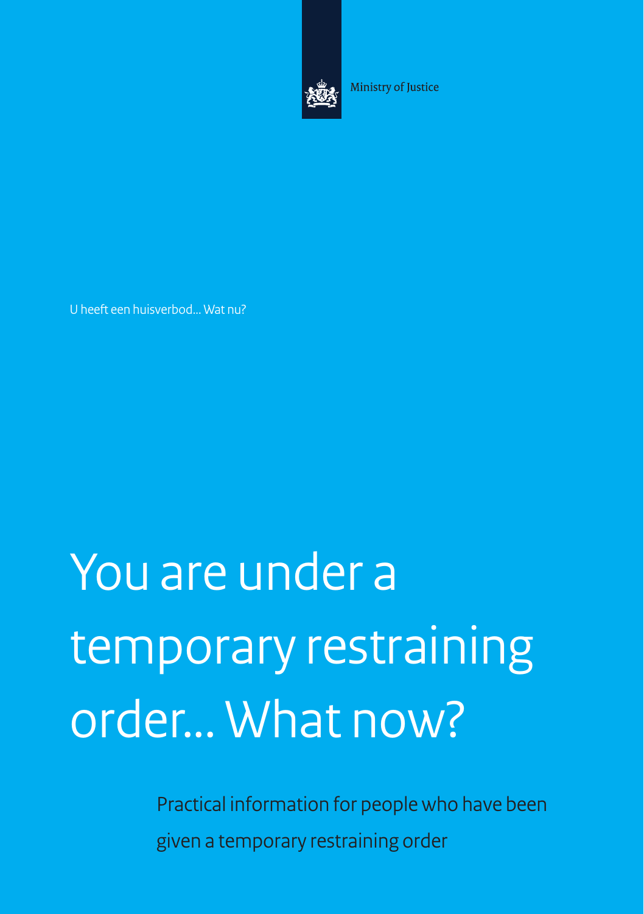Ministry of Justice

U heeft een huisverbod... Wat nu?

# You are under a temporary restraining order... What now?

Practical information for people who have been given a temporary restraining order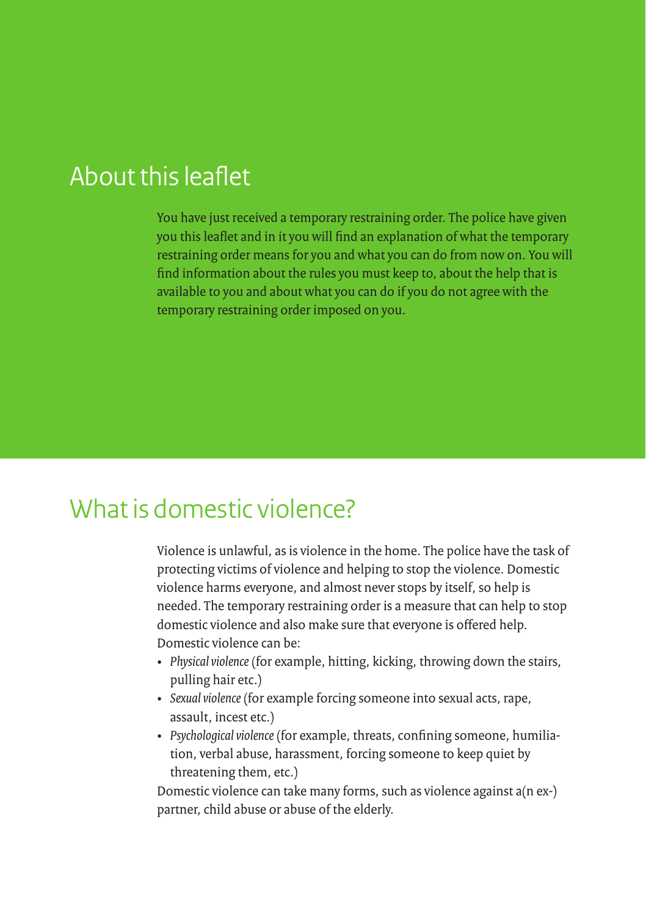## About this leaflet

You have just received a temporary restraining order. The police have given you this leaflet and in it you will find an explanation of what the temporary restraining order means for you and what you can do from now on. You will find information about the rules you must keep to, about the help that is available to you and about what you can do if you do not agree with the temporary restraining order imposed on you.

## What is domestic violence?

Violence is unlawful, as is violence in the home. The police have the task of protecting victims of violence and helping to stop the violence. Domestic violence harms everyone, and almost never stops by itself, so help is needed. The temporary restraining order is a measure that can help to stop domestic violence and also make sure that everyone is offered help. Domestic violence can be:

- *Physical violence* (for example, hitting, kicking, throwing down the stairs, pulling hair etc.)
- *Sexual violence* (for example forcing someone into sexual acts, rape, assault, incest etc.)
- *Psychological violence* (for example, threats, confining someone, humiliation, verbal abuse, harassment, forcing someone to keep quiet by threatening them, etc.)

Domestic violence can take many forms, such as violence against a(n ex-) partner, child abuse or abuse of the elderly.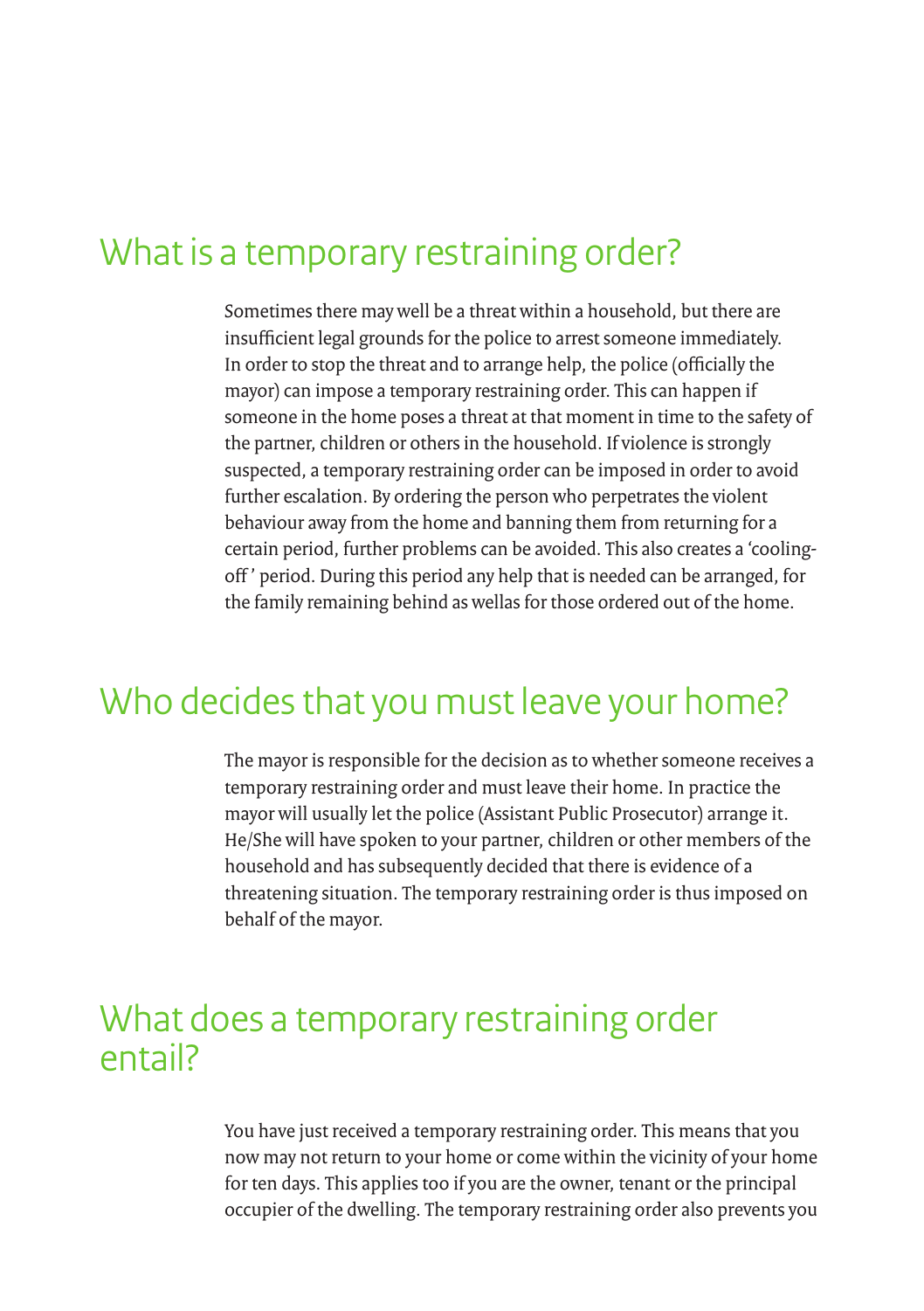## What is a temporary restraining order?

Sometimes there may well be a threat within a household, but there are insufficient legal grounds for the police to arrest someone immediately. In order to stop the threat and to arrange help, the police (officially the mayor) can impose a temporary restraining order. This can happen if someone in the home poses a threat at that moment in time to the safety of the partner, children or others in the household. If violence is strongly suspected, a temporary restraining order can be imposed in order to avoid further escalation. By ordering the person who perpetrates the violent behaviour away from the home and banning them from returning for a certain period, further problems can be avoided. This also creates a 'cooling-off' period. During this period any help that is needed can be arranged, for the family remaining behind as wellas for those ordered out of the home.

## Who decides that you must leave your home?

The mayor is responsible for the decision as to whether someone receives a temporary restraining order and must leave their home. In practice the mayor will usually let the police (Assistant Public Prosecutor) arrange it. He/She will have spoken to your partner, children or other members of the household and has subsequently decided that there is evidence of a threatening situation. The temporary restraining order is thus imposed on behalf of the mayor.

## What does a temporary restraining order entail?

You have just received a temporary restraining order. This means that you now may not return to your home or come within the vicinity of your home for ten days. This applies too if you are the owner, tenant or the principal occupier of the dwelling. The temporary restraining order also prevents you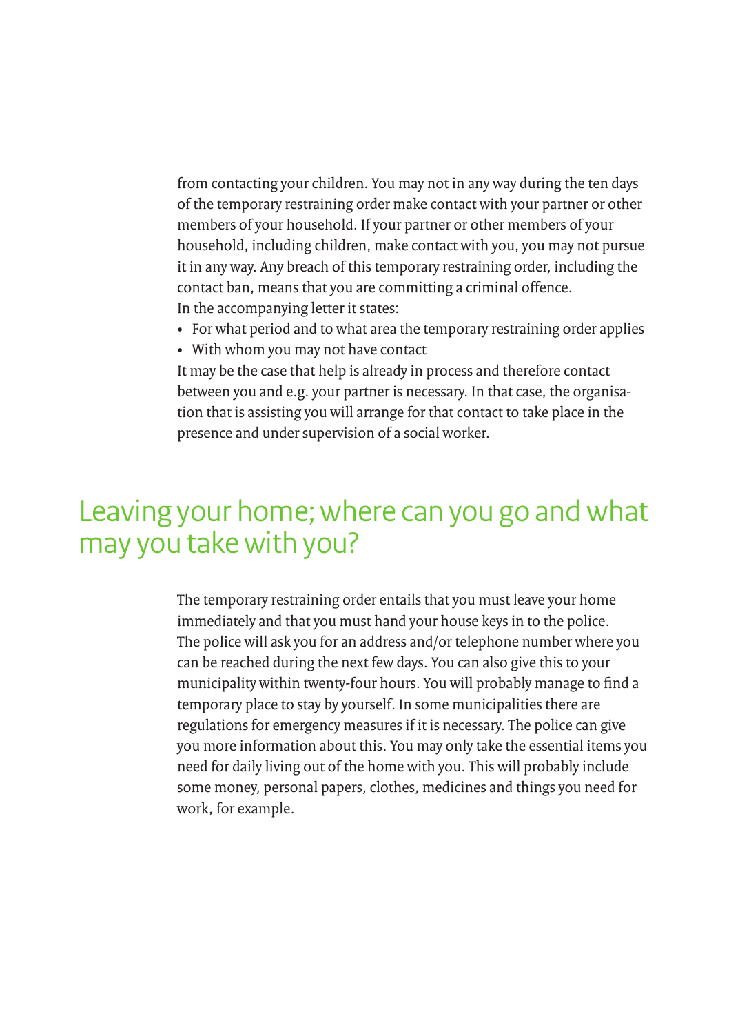from contacting your children. You may not in any way during the ten days of the temporary restraining order make contact with your partner or other members of your household. If your partner or other members of your household, including children, make contact with you, you may not pursue it in any way. Any breach of this temporary restraining order, including the contact ban, means that you are committing a criminal offence.
In the accompanying letter it states:

- For what period and to what area the temporary restraining order applies
- With whom you may not have contact

It may be the case that help is already in process and therefore contact between you and e.g. your partner is necessary. In that case, the organisation that is assisting you will arrange for that contact to take place in the presence and under supervision of a social worker.

## Leaving your home; where can you go and what may you take with you?

The temporary restraining order entails that you must leave your home immediately and that you must hand your house keys in to the police. The police will ask you for an address and/or telephone number where you can be reached during the next few days. You can also give this to your municipality within twenty-four hours. You will probably manage to find a temporary place to stay by yourself. In some municipalities there are regulations for emergency measures if it is necessary. The police can give you more information about this. You may only take the essential items you need for daily living out of the home with you. This will probably include some money, personal papers, clothes, medicines and things you need for work, for example.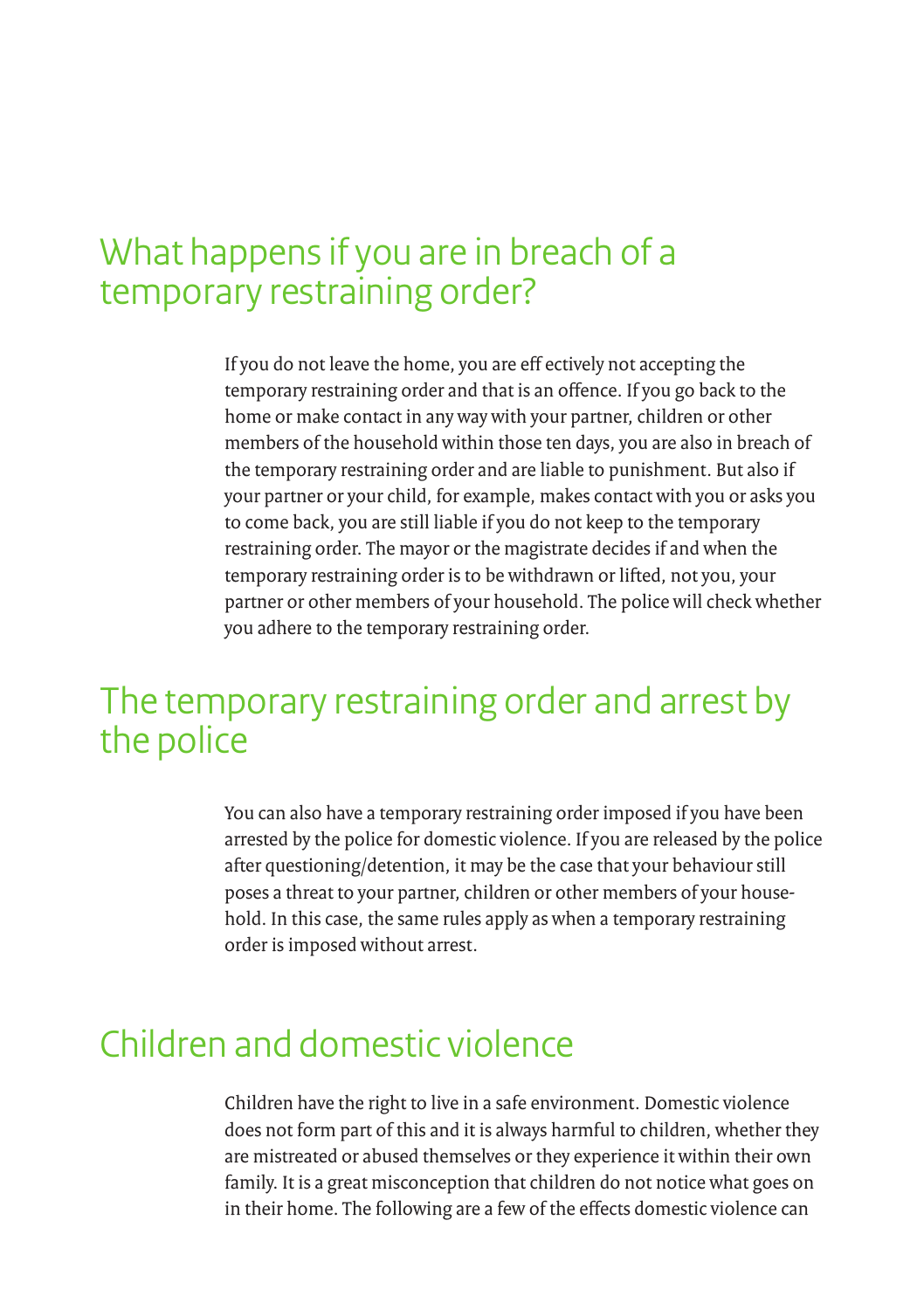## What happens if you are in breach of a temporary restraining order?

If you do not leave the home, you are effectively not accepting the temporary restraining order and that is an offence. If you go back to the home or make contact in any way with your partner, children or other members of the household within those ten days, you are also in breach of the temporary restraining order and are liable to punishment. But also if your partner or your child, for example, makes contact with you or asks you to come back, you are still liable if you do not keep to the temporary restraining order. The mayor or the magistrate decides if and when the temporary restraining order is to be withdrawn or lifted, not you, your partner or other members of your household. The police will check whether you adhere to the temporary restraining order.

## The temporary restraining order and arrest by the police

You can also have a temporary restraining order imposed if you have been arrested by the police for domestic violence. If you are released by the police after questioning/detention, it may be the case that your behaviour still poses a threat to your partner, children or other members of your household. In this case, the same rules apply as when a temporary restraining order is imposed without arrest.

## Children and domestic violence

Children have the right to live in a safe environment. Domestic violence does not form part of this and it is always harmful to children, whether they are mistreated or abused themselves or they experience it within their own family. It is a great misconception that children do not notice what goes on in their home. The following are a few of the effects domestic violence can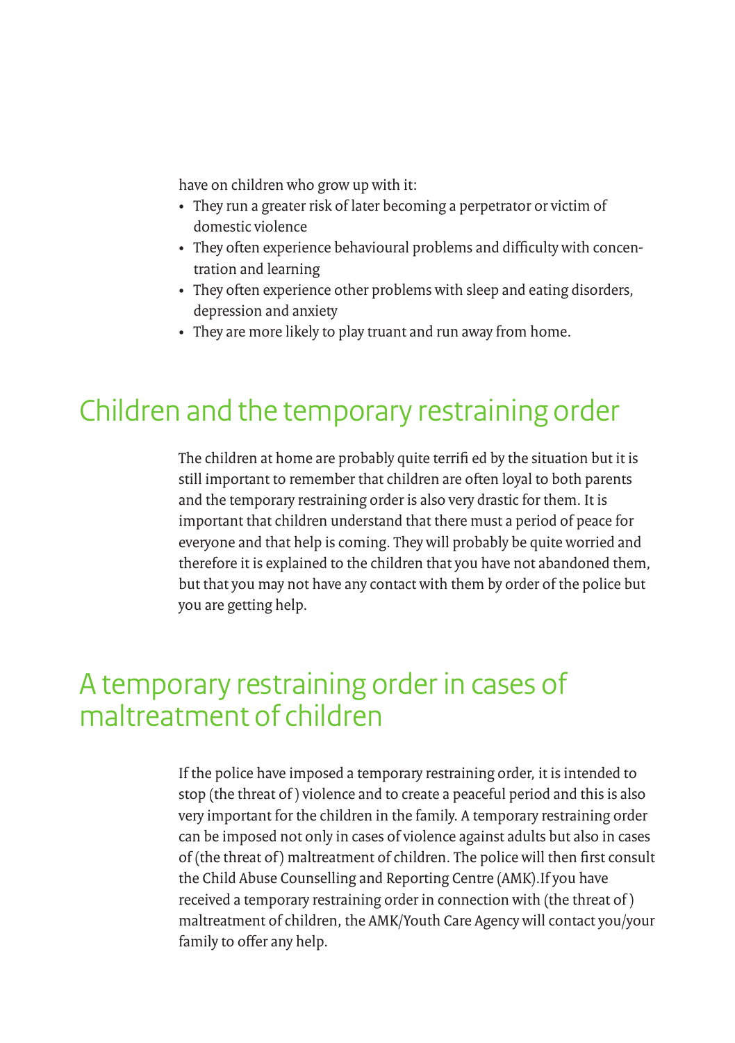have on children who grow up with it:

- They run a greater risk of later becoming a perpetrator or victim of domestic violence
- They often experience behavioural problems and difficulty with concentration and learning
- They often experience other problems with sleep and eating disorders, depression and anxiety
- They are more likely to play truant and run away from home.

## Children and the temporary restraining order

The children at home are probably quite terrified by the situation but it is still important to remember that children are often loyal to both parents and the temporary restraining order is also very drastic for them. It is important that children understand that there must a period of peace for everyone and that help is coming. They will probably be quite worried and therefore it is explained to the children that you have not abandoned them, but that you may not have any contact with them by order of the police but you are getting help.

## A temporary restraining order in cases of maltreatment of children

If the police have imposed a temporary restraining order, it is intended to stop (the threat of ) violence and to create a peaceful period and this is also very important for the children in the family. A temporary restraining order can be imposed not only in cases of violence against adults but also in cases of (the threat of) maltreatment of children. The police will then first consult the Child Abuse Counselling and Reporting Centre (AMK).If you have received a temporary restraining order in connection with (the threat of ) maltreatment of children, the AMK/Youth Care Agency will contact you/your family to offer any help.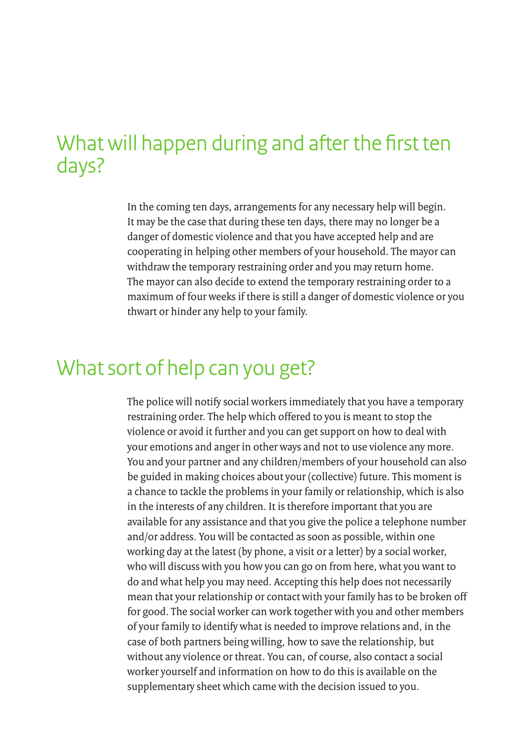## What will happen during and after the first ten days?

In the coming ten days, arrangements for any necessary help will begin. It may be the case that during these ten days, there may no longer be a danger of domestic violence and that you have accepted help and are cooperating in helping other members of your household. The mayor can withdraw the temporary restraining order and you may return home. The mayor can also decide to extend the temporary restraining order to a maximum of four weeks if there is still a danger of domestic violence or you thwart or hinder any help to your family.

## What sort of help can you get?

The police will notify social workers immediately that you have a temporary restraining order. The help which offered to you is meant to stop the violence or avoid it further and you can get support on how to deal with your emotions and anger in other ways and not to use violence any more. You and your partner and any children/members of your household can also be guided in making choices about your (collective) future. This moment is a chance to tackle the problems in your family or relationship, which is also in the interests of any children. It is therefore important that you are available for any assistance and that you give the police a telephone number and/or address. You will be contacted as soon as possible, within one working day at the latest (by phone, a visit or a letter) by a social worker, who will discuss with you how you can go on from here, what you want to do and what help you may need. Accepting this help does not necessarily mean that your relationship or contact with your family has to be broken off for good. The social worker can work together with you and other members of your family to identify what is needed to improve relations and, in the case of both partners being willing, how to save the relationship, but without any violence or threat. You can, of course, also contact a social worker yourself and information on how to do this is available on the supplementary sheet which came with the decision issued to you.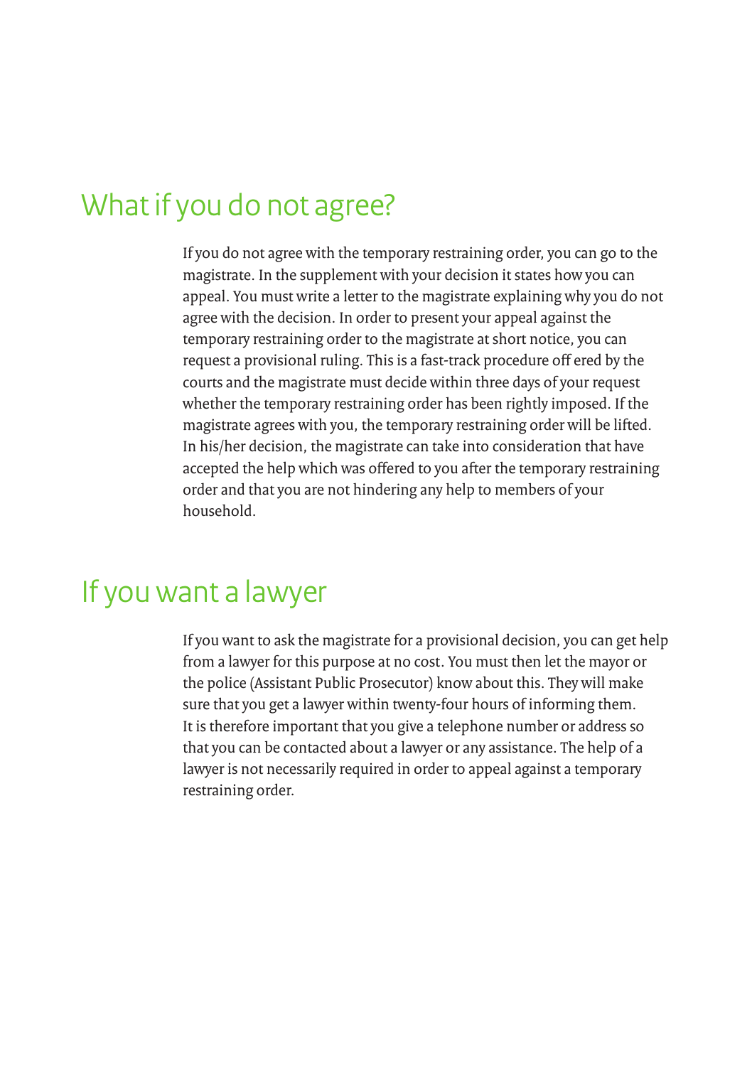## What if you do not agree?

If you do not agree with the temporary restraining order, you can go to the magistrate. In the supplement with your decision it states how you can appeal. You must write a letter to the magistrate explaining why you do not agree with the decision. In order to present your appeal against the temporary restraining order to the magistrate at short notice, you can request a provisional ruling. This is a fast-track procedure offered by the courts and the magistrate must decide within three days of your request whether the temporary restraining order has been rightly imposed. If the magistrate agrees with you, the temporary restraining order will be lifted. In his/her decision, the magistrate can take into consideration that have accepted the help which was offered to you after the temporary restraining order and that you are not hindering any help to members of your household.

## If you want a lawyer

If you want to ask the magistrate for a provisional decision, you can get help from a lawyer for this purpose at no cost. You must then let the mayor or the police (Assistant Public Prosecutor) know about this. They will make sure that you get a lawyer within twenty-four hours of informing them. It is therefore important that you give a telephone number or address so that you can be contacted about a lawyer or any assistance. The help of a lawyer is not necessarily required in order to appeal against a temporary restraining order.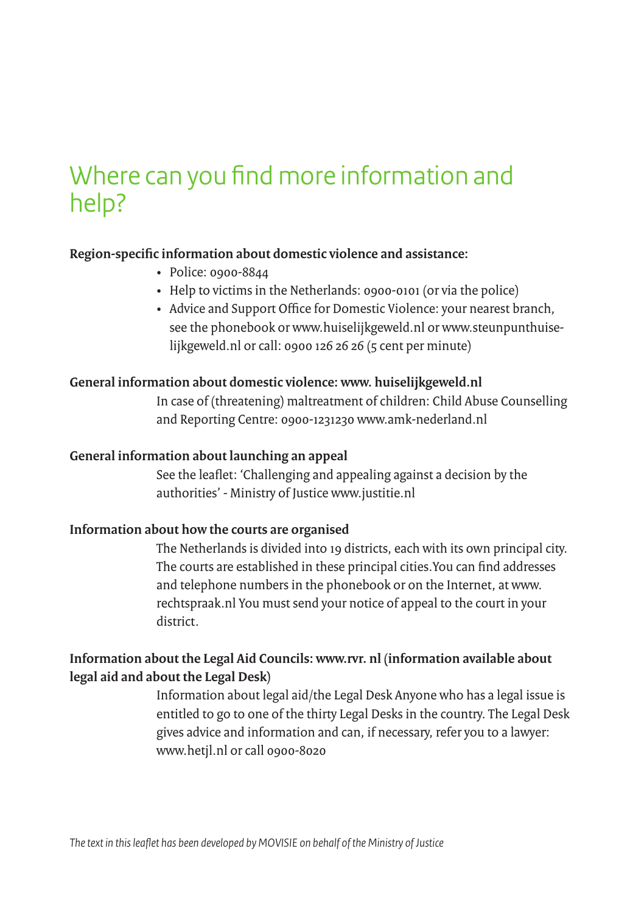# Where can you find more information and help?

**Region-specific information about domestic violence and assistance:**

- Police: 0900-8844
- Help to victims in the Netherlands: 0900-0101 (or via the police)
- Advice and Support Office for Domestic Violence: your nearest branch, see the phonebook or www.huiselijkgeweld.nl or www.steunpunthuiselijkgeweld.nl or call: 0900 126 26 26 (5 cent per minute)

**General information about domestic violence: www. huiselijkgeweld.nl**

In case of (threatening) maltreatment of children: Child Abuse Counselling and Reporting Centre: 0900-1231230 www.amk-nederland.nl

**General information about launching an appeal**

See the leaflet: 'Challenging and appealing against a decision by the authorities' - Ministry of Justice www.justitie.nl

**Information about how the courts are organised**

The Netherlands is divided into 19 districts, each with its own principal city. The courts are established in these principal cities.You can find addresses and telephone numbers in the phonebook or on the Internet, at www.rechtspraak.nl You must send your notice of appeal to the court in your district.

**Information about the Legal Aid Councils: www.rvr. nl (information available about legal aid and about the Legal Desk)**

Information about legal aid/the Legal Desk Anyone who has a legal issue is entitled to go to one of the thirty Legal Desks in the country. The Legal Desk gives advice and information and can, if necessary, refer you to a lawyer: www.hetjl.nl or call 0900-8020

*The text in this leaflet has been developed by MOVISIE on behalf of the Ministry of Justice*